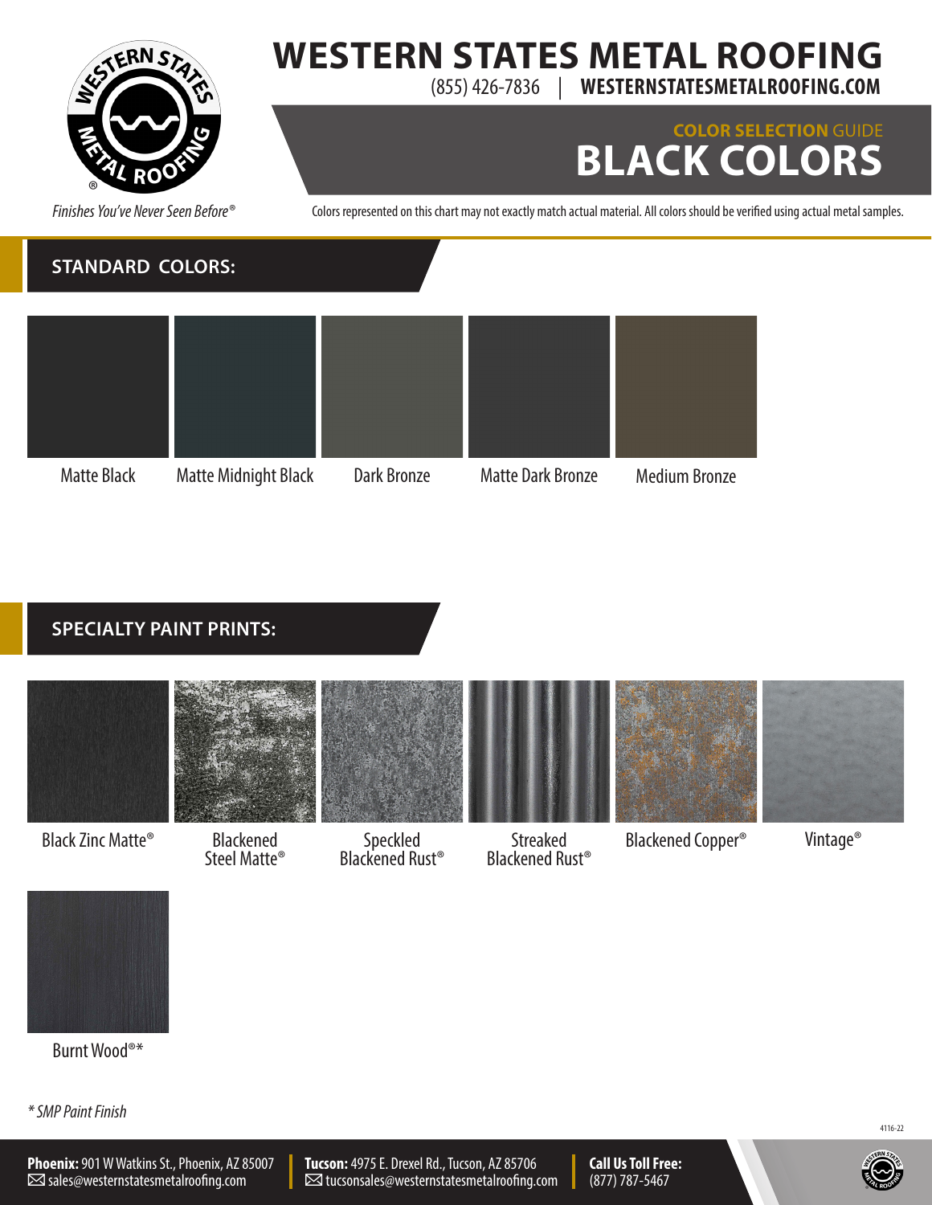# WESTERN STATES METAL ROOFING

(855) 426-7836 | WESTERNSTATESMETALROOFING.COM

*Finishes You've Never Seen Before®*

## COLOR SELECTION GUIDE

# BLACK COLORS

Colors represented on this chart may not exactly match actual material. All colors should be verified using actual metal samples.

## STANDARD COLORS:

Matte Black

Matte Midnight Black

Dark Bronze

Matte Dark Bronze

Medium Bronze

## SPECIALTY PAINT PRINTS:

Black Zinc Matte®

Blackened Steel Matte®

Speckled Blackened Rust®

Streaked Blackened Rust®

Blackened Copper®

Vintage®

Burnt Wood®*

*\* SMP Paint Finish*

4116-22

**Phoenix:** 901 W Watkins St., Phoenix, AZ 85007
sales@westernstatesmetalroofing.com

**Tucson:** 4975 E. Drexel Rd., Tucson, AZ 85706
tucsonsales@westernstatesmetalroofing.com

**Call Us Toll Free:**
(877) 787-5467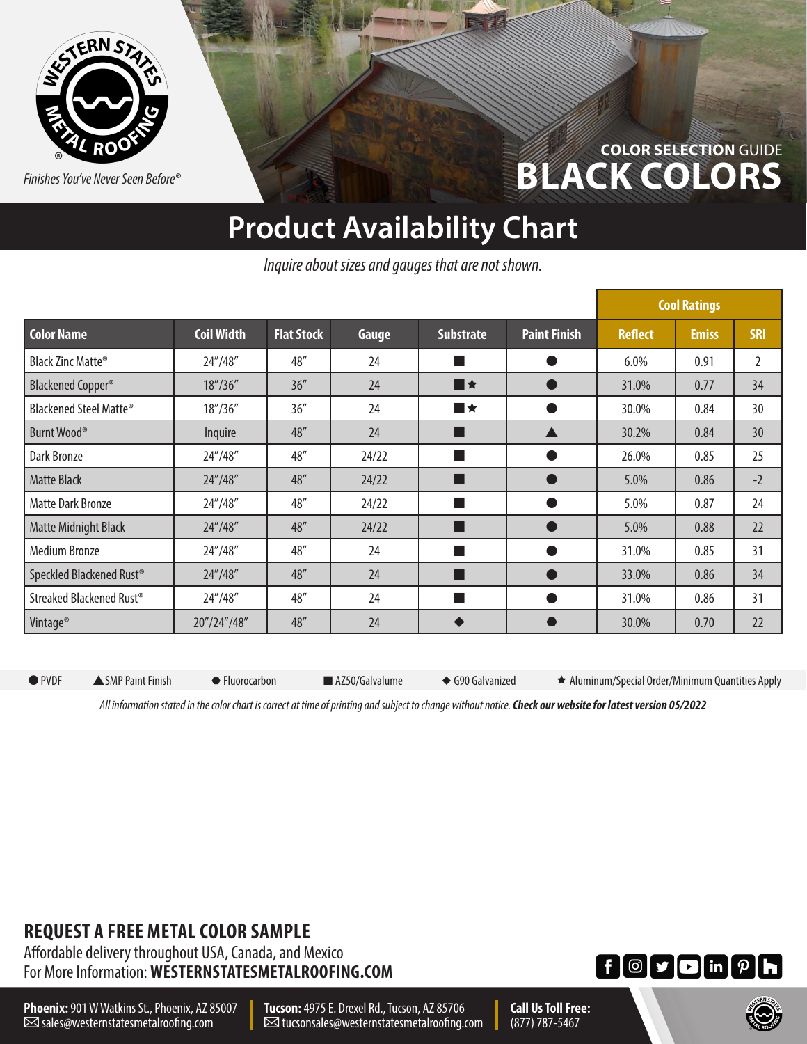Finishes You've Never Seen Before®

COLOR SELECTION GUIDE

# BLACK COLORS

## Product Availability Chart

*Inquire about sizes and gauges that are not shown.*

| | | | | | | Cool Ratings | | |
|---|---|---|---|---|---|---|---|---|
| **Color Name** | **Coil Width** | **Flat Stock** | **Gauge** | **Substrate** | **Paint Finish** | **Reflect** | **Emiss** | **SRI** |
| Black Zinc Matte® | 24″/48″ | 48″ | 24 | ■ | ● | 6.0% | 0.91 | 2 |
| Blackened Copper® | 18″/36″ | 36″ | 24 | ■★ | ● | 31.0% | 0.77 | 34 |
| Blackened Steel Matte® | 18″/36″ | 36″ | 24 | ■★ | ● | 30.0% | 0.84 | 30 |
| Burnt Wood® | Inquire | 48″ | 24 | ■ | ▲ | 30.2% | 0.84 | 30 |
| Dark Bronze | 24″/48″ | 48″ | 24/22 | ■ | ● | 26.0% | 0.85 | 25 |
| Matte Black | 24″/48″ | 48″ | 24/22 | ■ | ● | 5.0% | 0.86 | -2 |
| Matte Dark Bronze | 24″/48″ | 48″ | 24/22 | ■ | ● | 5.0% | 0.87 | 24 |
| Matte Midnight Black | 24″/48″ | 48″ | 24/22 | ■ | ● | 5.0% | 0.88 | 22 |
| Medium Bronze | 24″/48″ | 48″ | 24 | ■ | ● | 31.0% | 0.85 | 31 |
| Speckled Blackened Rust® | 24″/48″ | 48″ | 24 | ■ | ● | 33.0% | 0.86 | 34 |
| Streaked Blackened Rust® | 24″/48″ | 48″ | 24 | ■ | ● | 31.0% | 0.86 | 31 |
| Vintage® | 20″/24″/48″ | 48″ | 24 | ◆ | ⬣ | 30.0% | 0.70 | 22 |

● PVDF ▲ SMP Paint Finish ⬣ Fluorocarbon ■ AZ50/Galvalume ◆ G90 Galvanized ★ Aluminum/Special Order/Minimum Quantities Apply

*All information stated in the color chart is correct at time of printing and subject to change without notice.* ***Check our website for latest version 05/2022***

## REQUEST A FREE METAL COLOR SAMPLE

Affordable delivery throughout USA, Canada, and Mexico
For More Information: **WESTERNSTATESMETALROOFING.COM**

**Phoenix:** 901 W Watkins St., Phoenix, AZ 85007
sales@westernstatesmetalroofing.com

**Tucson:** 4975 E. Drexel Rd., Tucson, AZ 85706
tucsonsales@westernstatesmetalroofing.com

**Call Us Toll Free:**
(877) 787-5467